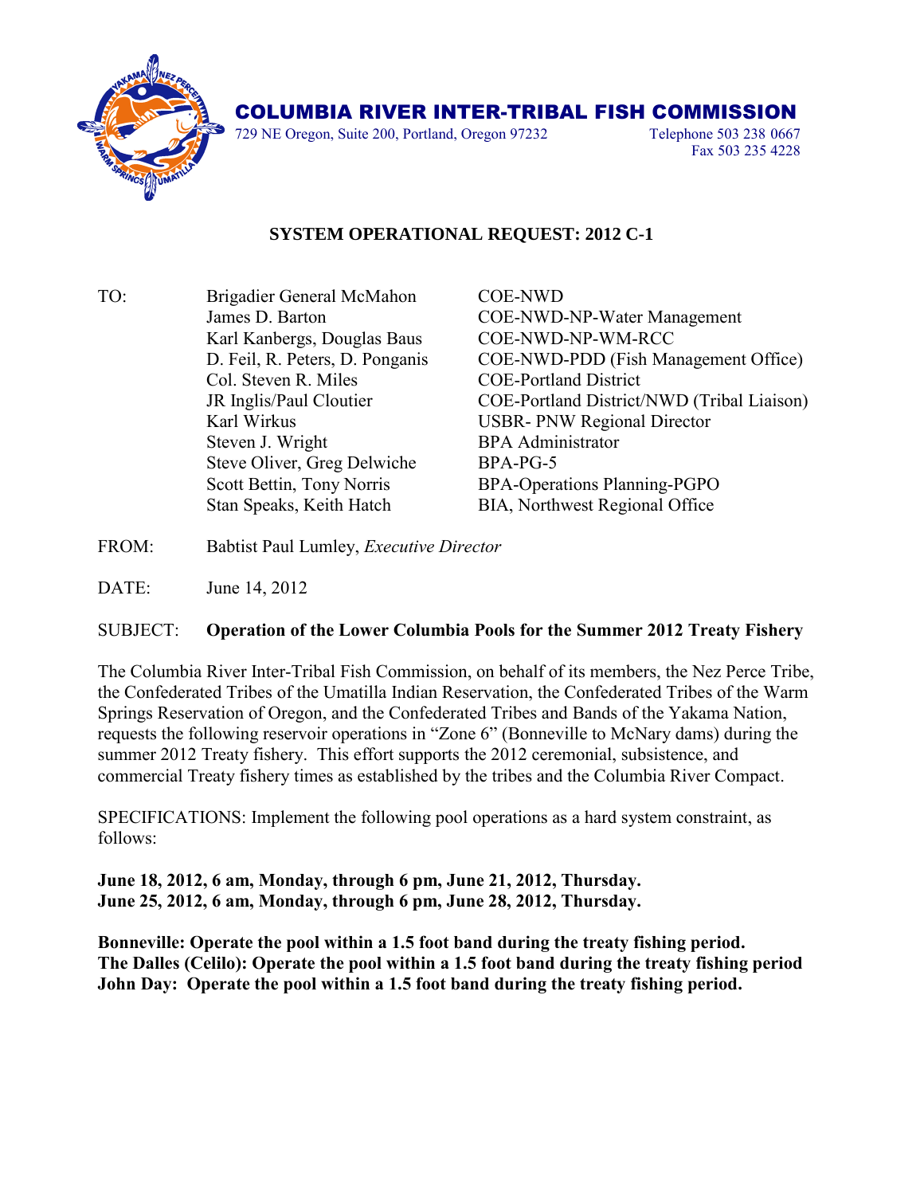# COLUMBIA RIVER INTER-TRIBAL FISH COMMISSION

729 NE Oregon, Suite 200, Portland, Oregon 97232

Telephone 503 238 0667
Fax 503 235 4228

## SYSTEM OPERATIONAL REQUEST: 2012 C-1

| TO: | | |
|---|---|---|
| | Brigadier General McMahon | COE-NWD |
| | James D. Barton | COE-NWD-NP-Water Management |
| | Karl Kanbergs, Douglas Baus | COE-NWD-NP-WM-RCC |
| | D. Feil, R. Peters, D. Ponganis | COE-NWD-PDD (Fish Management Office) |
| | Col. Steven R. Miles | COE-Portland District |
| | JR Inglis/Paul Cloutier | COE-Portland District/NWD (Tribal Liaison) |
| | Karl Wirkus | USBR- PNW Regional Director |
| | Steven J. Wright | BPA Administrator |
| | Steve Oliver, Greg Delwiche | BPA-PG-5 |
| | Scott Bettin, Tony Norris | BPA-Operations Planning-PGPO |
| | Stan Speaks, Keith Hatch | BIA, Northwest Regional Office |

FROM: Babtist Paul Lumley, *Executive Director*

DATE: June 14, 2012

SUBJECT: **Operation of the Lower Columbia Pools for the Summer 2012 Treaty Fishery**

The Columbia River Inter-Tribal Fish Commission, on behalf of its members, the Nez Perce Tribe, the Confederated Tribes of the Umatilla Indian Reservation, the Confederated Tribes of the Warm Springs Reservation of Oregon, and the Confederated Tribes and Bands of the Yakama Nation, requests the following reservoir operations in "Zone 6" (Bonneville to McNary dams) during the summer 2012 Treaty fishery. This effort supports the 2012 ceremonial, subsistence, and commercial Treaty fishery times as established by the tribes and the Columbia River Compact.

SPECIFICATIONS: Implement the following pool operations as a hard system constraint, as follows:

**June 18, 2012, 6 am, Monday, through 6 pm, June 21, 2012, Thursday.**
**June 25, 2012, 6 am, Monday, through 6 pm, June 28, 2012, Thursday.**

**Bonneville: Operate the pool within a 1.5 foot band during the treaty fishing period.**
**The Dalles (Celilo): Operate the pool within a 1.5 foot band during the treaty fishing period**
**John Day: Operate the pool within a 1.5 foot band during the treaty fishing period.**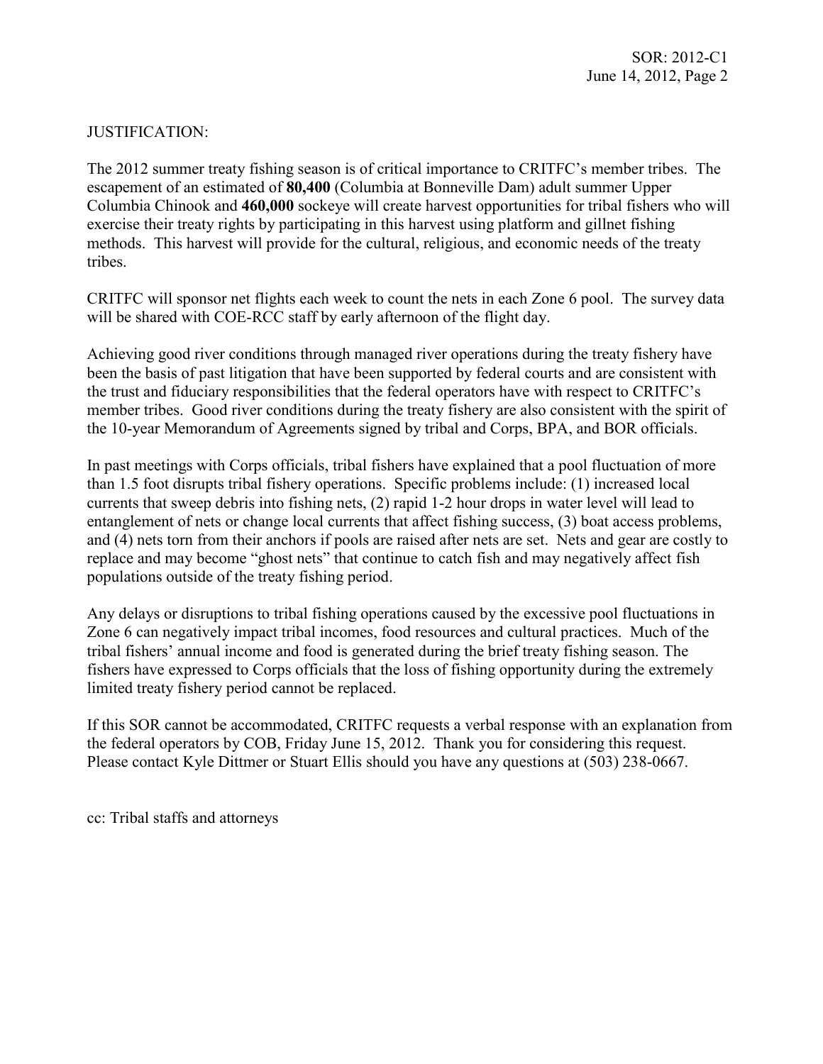JUSTIFICATION:

The 2012 summer treaty fishing season is of critical importance to CRITFC's member tribes. The escapement of an estimated of **80,400** (Columbia at Bonneville Dam) adult summer Upper Columbia Chinook and **460,000** sockeye will create harvest opportunities for tribal fishers who will exercise their treaty rights by participating in this harvest using platform and gillnet fishing methods. This harvest will provide for the cultural, religious, and economic needs of the treaty tribes.

CRITFC will sponsor net flights each week to count the nets in each Zone 6 pool. The survey data will be shared with COE-RCC staff by early afternoon of the flight day.

Achieving good river conditions through managed river operations during the treaty fishery have been the basis of past litigation that have been supported by federal courts and are consistent with the trust and fiduciary responsibilities that the federal operators have with respect to CRITFC's member tribes. Good river conditions during the treaty fishery are also consistent with the spirit of the 10-year Memorandum of Agreements signed by tribal and Corps, BPA, and BOR officials.

In past meetings with Corps officials, tribal fishers have explained that a pool fluctuation of more than 1.5 foot disrupts tribal fishery operations. Specific problems include: (1) increased local currents that sweep debris into fishing nets, (2) rapid 1-2 hour drops in water level will lead to entanglement of nets or change local currents that affect fishing success, (3) boat access problems, and (4) nets torn from their anchors if pools are raised after nets are set. Nets and gear are costly to replace and may become "ghost nets" that continue to catch fish and may negatively affect fish populations outside of the treaty fishing period.

Any delays or disruptions to tribal fishing operations caused by the excessive pool fluctuations in Zone 6 can negatively impact tribal incomes, food resources and cultural practices. Much of the tribal fishers' annual income and food is generated during the brief treaty fishing season. The fishers have expressed to Corps officials that the loss of fishing opportunity during the extremely limited treaty fishery period cannot be replaced.

If this SOR cannot be accommodated, CRITFC requests a verbal response with an explanation from the federal operators by COB, Friday June 15, 2012. Thank you for considering this request. Please contact Kyle Dittmer or Stuart Ellis should you have any questions at (503) 238-0667.

cc: Tribal staffs and attorneys